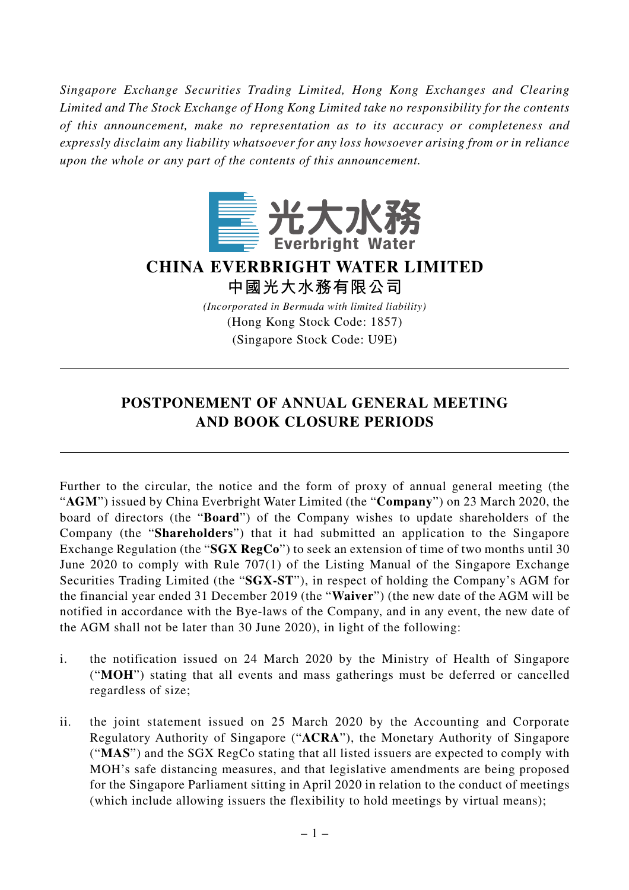*Singapore Exchange Securities Trading Limited, Hong Kong Exchanges and Clearing Limited and The Stock Exchange of Hong Kong Limited take no responsibility for the contents of this announcement, make no representation as to its accuracy or completeness and expressly disclaim any liability whatsoever for any loss howsoever arising from or in reliance upon the whole or any part of the contents of this announcement.*

光大水務
Everbright Water

# CHINA EVERBRIGHT WATER LIMITED
# 中國光大水務有限公司

*(Incorporated in Bermuda with limited liability)*
(Hong Kong Stock Code: 1857)
(Singapore Stock Code: U9E)

---

## POSTPONEMENT OF ANNUAL GENERAL MEETING AND BOOK CLOSURE PERIODS

---

Further to the circular, the notice and the form of proxy of annual general meeting (the "**AGM**") issued by China Everbright Water Limited (the "**Company**") on 23 March 2020, the board of directors (the "**Board**") of the Company wishes to update shareholders of the Company (the "**Shareholders**") that it had submitted an application to the Singapore Exchange Regulation (the "**SGX RegCo**") to seek an extension of time of two months until 30 June 2020 to comply with Rule 707(1) of the Listing Manual of the Singapore Exchange Securities Trading Limited (the "**SGX-ST**"), in respect of holding the Company's AGM for the financial year ended 31 December 2019 (the "**Waiver**") (the new date of the AGM will be notified in accordance with the Bye-laws of the Company, and in any event, the new date of the AGM shall not be later than 30 June 2020), in light of the following:

i. the notification issued on 24 March 2020 by the Ministry of Health of Singapore ("**MOH**") stating that all events and mass gatherings must be deferred or cancelled regardless of size;

ii. the joint statement issued on 25 March 2020 by the Accounting and Corporate Regulatory Authority of Singapore ("**ACRA**"), the Monetary Authority of Singapore ("**MAS**") and the SGX RegCo stating that all listed issuers are expected to comply with MOH's safe distancing measures, and that legislative amendments are being proposed for the Singapore Parliament sitting in April 2020 in relation to the conduct of meetings (which include allowing issuers the flexibility to hold meetings by virtual means);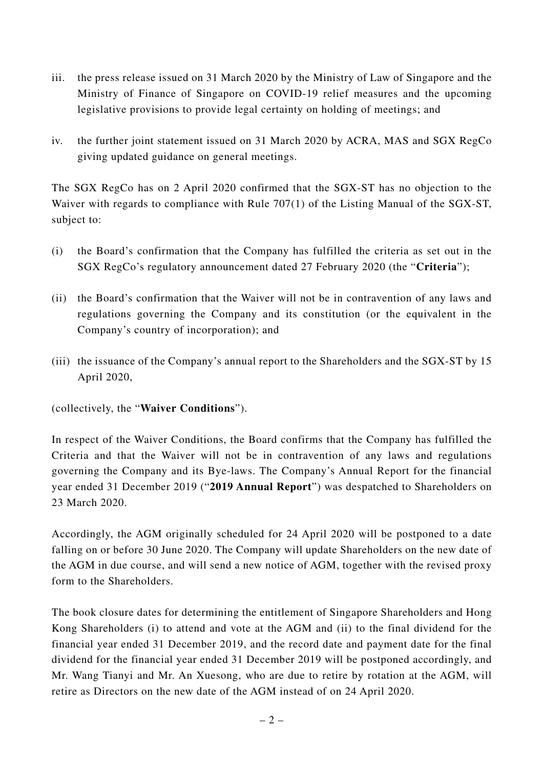iii. the press release issued on 31 March 2020 by the Ministry of Law of Singapore and the Ministry of Finance of Singapore on COVID-19 relief measures and the upcoming legislative provisions to provide legal certainty on holding of meetings; and

iv. the further joint statement issued on 31 March 2020 by ACRA, MAS and SGX RegCo giving updated guidance on general meetings.

The SGX RegCo has on 2 April 2020 confirmed that the SGX-ST has no objection to the Waiver with regards to compliance with Rule 707(1) of the Listing Manual of the SGX-ST, subject to:

(i) the Board's confirmation that the Company has fulfilled the criteria as set out in the SGX RegCo's regulatory announcement dated 27 February 2020 (the "**Criteria**");

(ii) the Board's confirmation that the Waiver will not be in contravention of any laws and regulations governing the Company and its constitution (or the equivalent in the Company's country of incorporation); and

(iii) the issuance of the Company's annual report to the Shareholders and the SGX-ST by 15 April 2020,

(collectively, the "**Waiver Conditions**").

In respect of the Waiver Conditions, the Board confirms that the Company has fulfilled the Criteria and that the Waiver will not be in contravention of any laws and regulations governing the Company and its Bye-laws. The Company's Annual Report for the financial year ended 31 December 2019 ("**2019 Annual Report**") was despatched to Shareholders on 23 March 2020.

Accordingly, the AGM originally scheduled for 24 April 2020 will be postponed to a date falling on or before 30 June 2020. The Company will update Shareholders on the new date of the AGM in due course, and will send a new notice of AGM, together with the revised proxy form to the Shareholders.

The book closure dates for determining the entitlement of Singapore Shareholders and Hong Kong Shareholders (i) to attend and vote at the AGM and (ii) to the final dividend for the financial year ended 31 December 2019, and the record date and payment date for the final dividend for the financial year ended 31 December 2019 will be postponed accordingly, and Mr. Wang Tianyi and Mr. An Xuesong, who are due to retire by rotation at the AGM, will retire as Directors on the new date of the AGM instead of on 24 April 2020.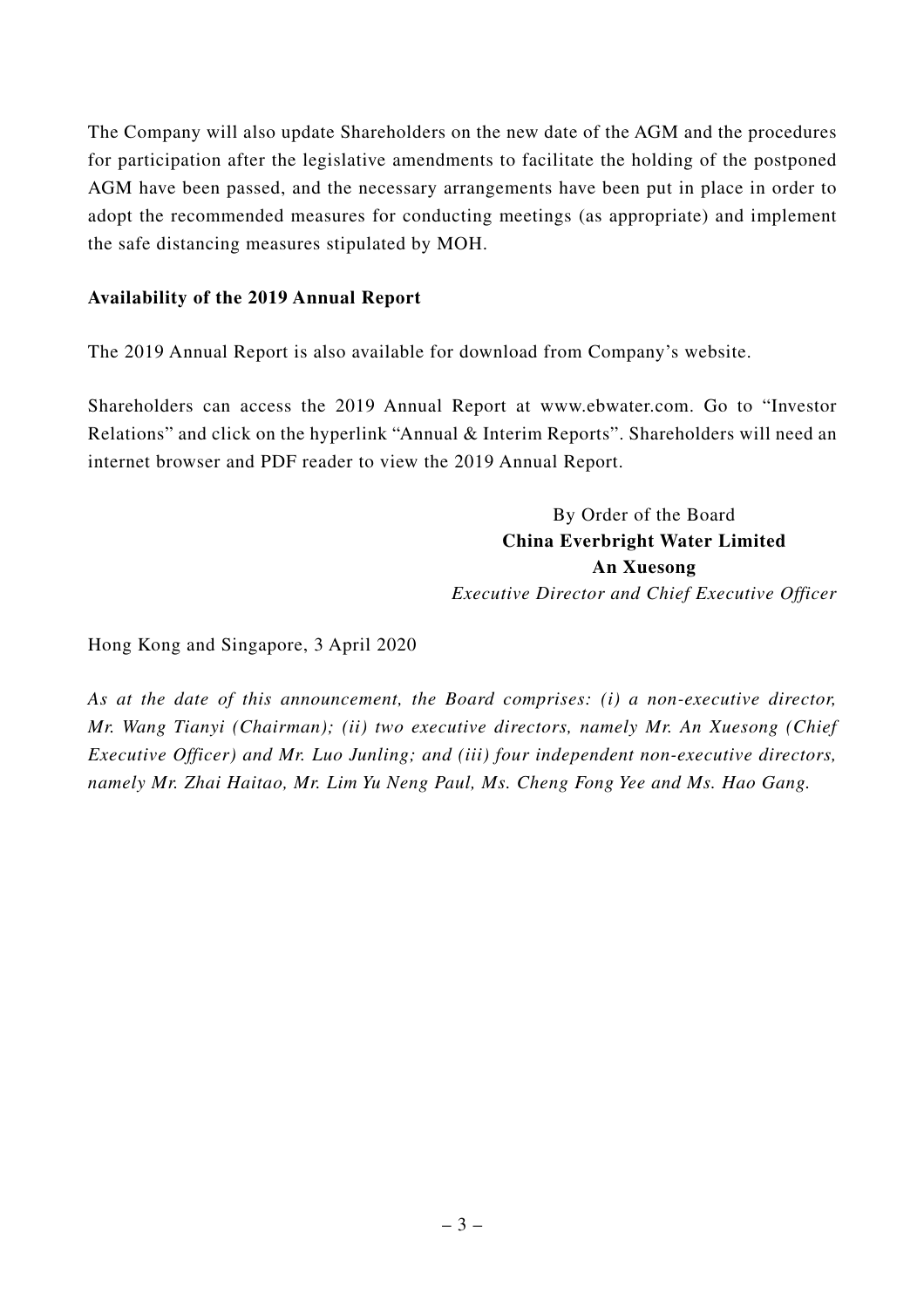The Company will also update Shareholders on the new date of the AGM and the procedures for participation after the legislative amendments to facilitate the holding of the postponed AGM have been passed, and the necessary arrangements have been put in place in order to adopt the recommended measures for conducting meetings (as appropriate) and implement the safe distancing measures stipulated by MOH.

**Availability of the 2019 Annual Report**

The 2019 Annual Report is also available for download from Company's website.

Shareholders can access the 2019 Annual Report at www.ebwater.com. Go to "Investor Relations" and click on the hyperlink "Annual & Interim Reports". Shareholders will need an internet browser and PDF reader to view the 2019 Annual Report.

By Order of the Board
**China Everbright Water Limited**
**An Xuesong**
*Executive Director and Chief Executive Officer*

Hong Kong and Singapore, 3 April 2020

*As at the date of this announcement, the Board comprises: (i) a non-executive director, Mr. Wang Tianyi (Chairman); (ii) two executive directors, namely Mr. An Xuesong (Chief Executive Officer) and Mr. Luo Junling; and (iii) four independent non-executive directors, namely Mr. Zhai Haitao, Mr. Lim Yu Neng Paul, Ms. Cheng Fong Yee and Ms. Hao Gang.*